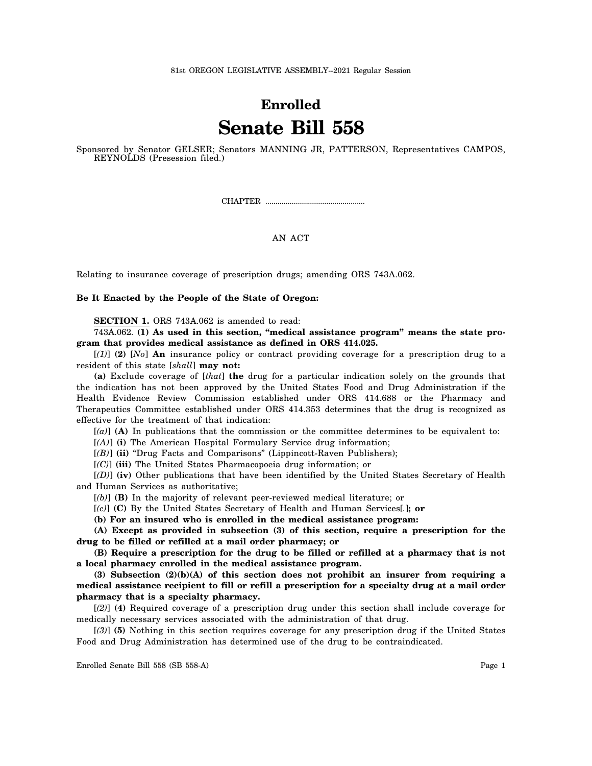81st OREGON LEGISLATIVE ASSEMBLY--2021 Regular Session

# Enrolled

# Senate Bill 558

Sponsored by Senator GELSER; Senators MANNING JR, PATTERSON, Representatives CAMPOS, REYNOLDS (Presession filed.)

CHAPTER .................................................

AN ACT

Relating to insurance coverage of prescription drugs; amending ORS 743A.062.

**Be It Enacted by the People of the State of Oregon:**

**SECTION 1.** ORS 743A.062 is amended to read:

743A.062. **(1) As used in this section, "medical assistance program" means the state program that provides medical assistance as defined in ORS 414.025.**

[*(1)*] **(2)** [*No*] **An** insurance policy or contract providing coverage for a prescription drug to a resident of this state [*shall*] **may not:**

**(a)** Exclude coverage of [*that*] **the** drug for a particular indication solely on the grounds that the indication has not been approved by the United States Food and Drug Administration if the Health Evidence Review Commission established under ORS 414.688 or the Pharmacy and Therapeutics Committee established under ORS 414.353 determines that the drug is recognized as effective for the treatment of that indication:

[*(a)*] **(A)** In publications that the commission or the committee determines to be equivalent to:

[*(A)*] **(i)** The American Hospital Formulary Service drug information;

[*(B)*] **(ii)** "Drug Facts and Comparisons" (Lippincott-Raven Publishers);

[*(C)*] **(iii)** The United States Pharmacopoeia drug information; or

[*(D)*] **(iv)** Other publications that have been identified by the United States Secretary of Health and Human Services as authoritative;

[*(b)*] **(B)** In the majority of relevant peer-reviewed medical literature; or

[*(c)*] **(C)** By the United States Secretary of Health and Human Services[*.*]**; or**

**(b) For an insured who is enrolled in the medical assistance program:**

**(A) Except as provided in subsection (3) of this section, require a prescription for the drug to be filled or refilled at a mail order pharmacy; or**

**(B) Require a prescription for the drug to be filled or refilled at a pharmacy that is not a local pharmacy enrolled in the medical assistance program.**

**(3) Subsection (2)(b)(A) of this section does not prohibit an insurer from requiring a medical assistance recipient to fill or refill a prescription for a specialty drug at a mail order pharmacy that is a specialty pharmacy.**

[*(2)*] **(4)** Required coverage of a prescription drug under this section shall include coverage for medically necessary services associated with the administration of that drug.

[*(3)*] **(5)** Nothing in this section requires coverage for any prescription drug if the United States Food and Drug Administration has determined use of the drug to be contraindicated.

Enrolled Senate Bill 558 (SB 558-A)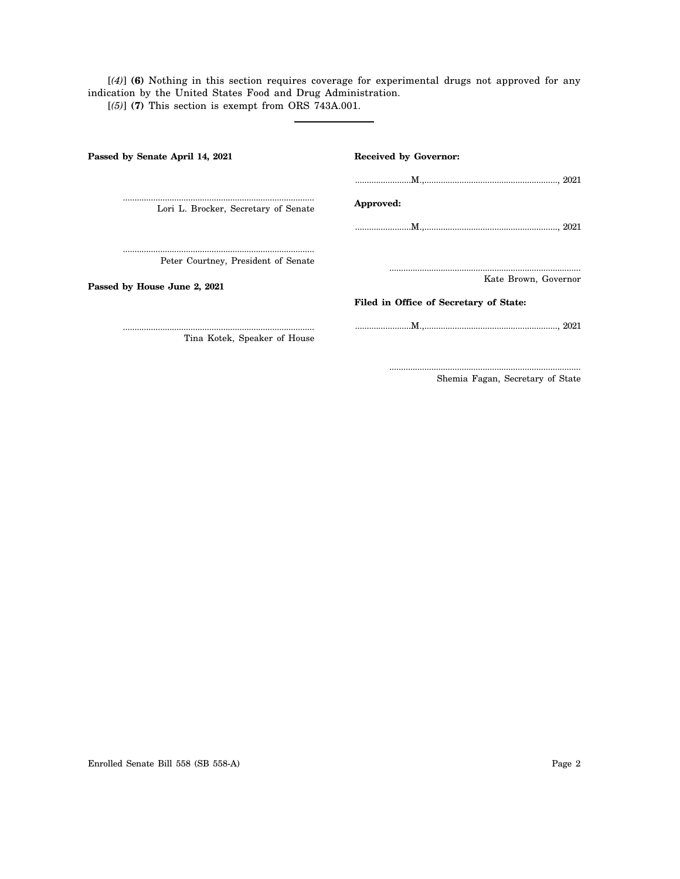[*(4)*] **(6)** Nothing in this section requires coverage for experimental drugs not approved for any indication by the United States Food and Drug Administration.

[*(5)*] **(7)** This section is exempt from ORS 743A.001.

---

**Passed by Senate April 14, 2021**

..................................................................................
Lori L. Brocker, Secretary of Senate

..................................................................................
Peter Courtney, President of Senate

**Passed by House June 2, 2021**

..................................................................................
Tina Kotek, Speaker of House

**Received by Governor:**

........................M.,........................................................., 2021

**Approved:**

........................M.,........................................................., 2021

..................................................................................
Kate Brown, Governor

**Filed in Office of Secretary of State:**

........................M.,........................................................., 2021

..................................................................................
Shemia Fagan, Secretary of State

Enrolled Senate Bill 558 (SB 558-A)